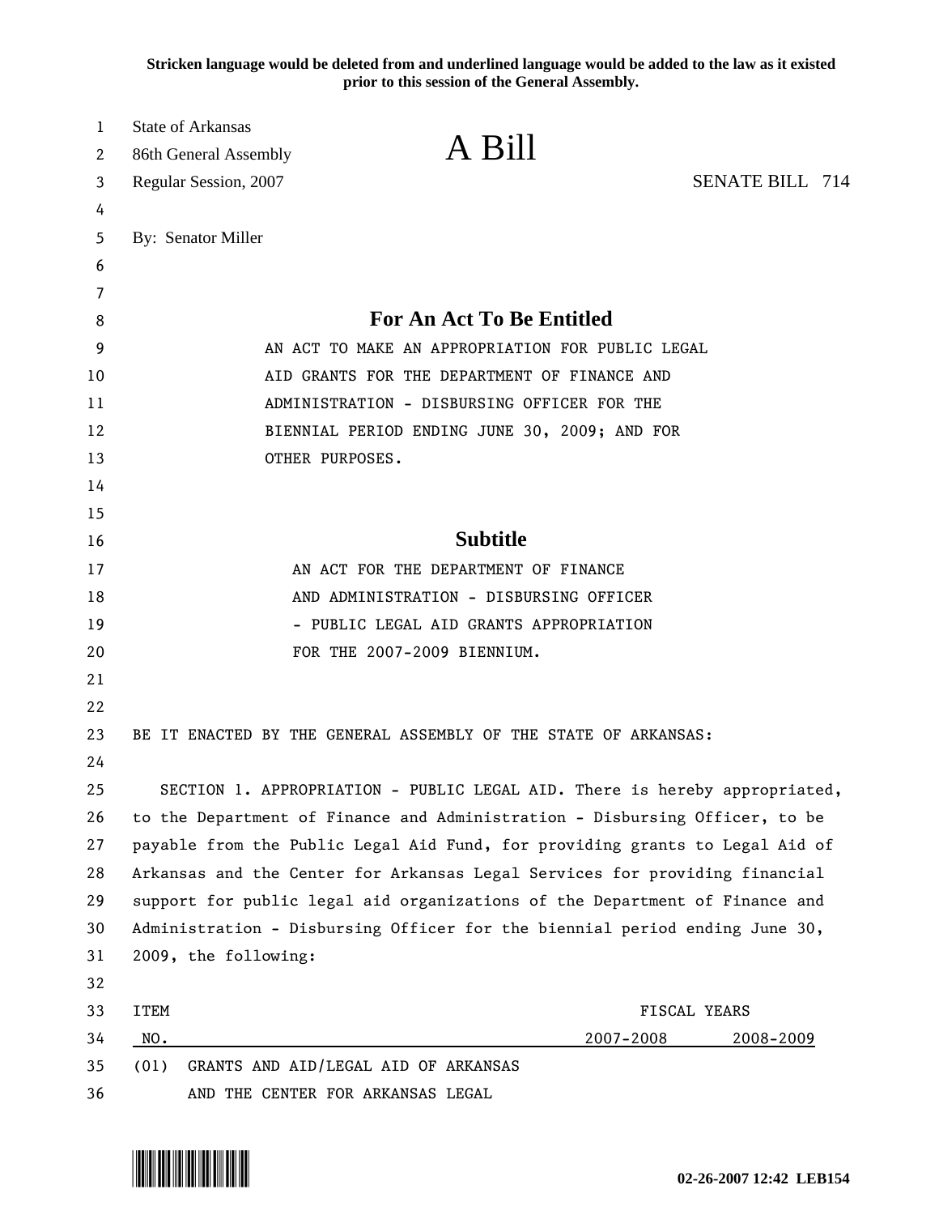**Stricken language would be deleted from and underlined language would be added to the law as it existed prior to this session of the General Assembly.**

State of Arkansas
86th General Assembly
Regular Session, 2007

# A Bill

SENATE BILL 714

By: Senator Miller

## For An Act To Be Entitled

AN ACT TO MAKE AN APPROPRIATION FOR PUBLIC LEGAL AID GRANTS FOR THE DEPARTMENT OF FINANCE AND ADMINISTRATION - DISBURSING OFFICER FOR THE BIENNIAL PERIOD ENDING JUNE 30, 2009; AND FOR OTHER PURPOSES.

## Subtitle

AN ACT FOR THE DEPARTMENT OF FINANCE AND ADMINISTRATION - DISBURSING OFFICER - PUBLIC LEGAL AID GRANTS APPROPRIATION FOR THE 2007-2009 BIENNIUM.

BE IT ENACTED BY THE GENERAL ASSEMBLY OF THE STATE OF ARKANSAS:

SECTION 1. APPROPRIATION - PUBLIC LEGAL AID. There is hereby appropriated, to the Department of Finance and Administration - Disbursing Officer, to be payable from the Public Legal Aid Fund, for providing grants to Legal Aid of Arkansas and the Center for Arkansas Legal Services for providing financial support for public legal aid organizations of the Department of Finance and Administration - Disbursing Officer for the biennial period ending June 30, 2009, the following:

| ITEM NO. | | FISCAL YEARS 2007-2008 | 2008-2009 |
|---|---|---|---|
| (01) | GRANTS AND AID/LEGAL AID OF ARKANSAS AND THE CENTER FOR ARKANSAS LEGAL | | |

02-26-2007 12:42 LEB154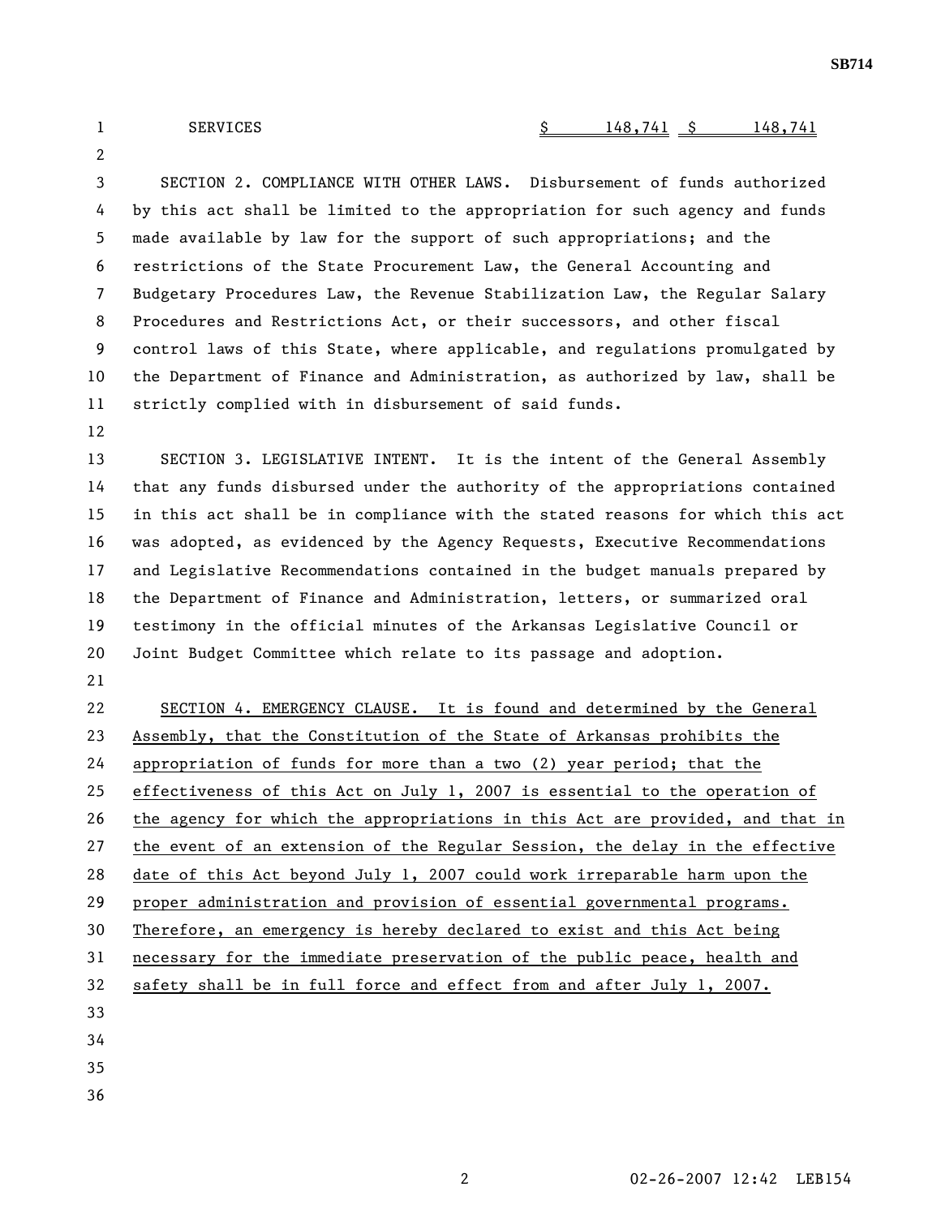| | | |
|---|---|---|
| SERVICES | $ 148,741 | $ 148,741 |

SECTION 2. COMPLIANCE WITH OTHER LAWS. Disbursement of funds authorized by this act shall be limited to the appropriation for such agency and funds made available by law for the support of such appropriations; and the restrictions of the State Procurement Law, the General Accounting and Budgetary Procedures Law, the Revenue Stabilization Law, the Regular Salary Procedures and Restrictions Act, or their successors, and other fiscal control laws of this State, where applicable, and regulations promulgated by the Department of Finance and Administration, as authorized by law, shall be strictly complied with in disbursement of said funds.

SECTION 3. LEGISLATIVE INTENT. It is the intent of the General Assembly that any funds disbursed under the authority of the appropriations contained in this act shall be in compliance with the stated reasons for which this act was adopted, as evidenced by the Agency Requests, Executive Recommendations and Legislative Recommendations contained in the budget manuals prepared by the Department of Finance and Administration, letters, or summarized oral testimony in the official minutes of the Arkansas Legislative Council or Joint Budget Committee which relate to its passage and adoption.

SECTION 4. EMERGENCY CLAUSE. It is found and determined by the General Assembly, that the Constitution of the State of Arkansas prohibits the appropriation of funds for more than a two (2) year period; that the effectiveness of this Act on July 1, 2007 is essential to the operation of the agency for which the appropriations in this Act are provided, and that in the event of an extension of the Regular Session, the delay in the effective date of this Act beyond July 1, 2007 could work irreparable harm upon the proper administration and provision of essential governmental programs. Therefore, an emergency is hereby declared to exist and this Act being necessary for the immediate preservation of the public peace, health and safety shall be in full force and effect from and after July 1, 2007.

02-26-2007 12:42 LEB154